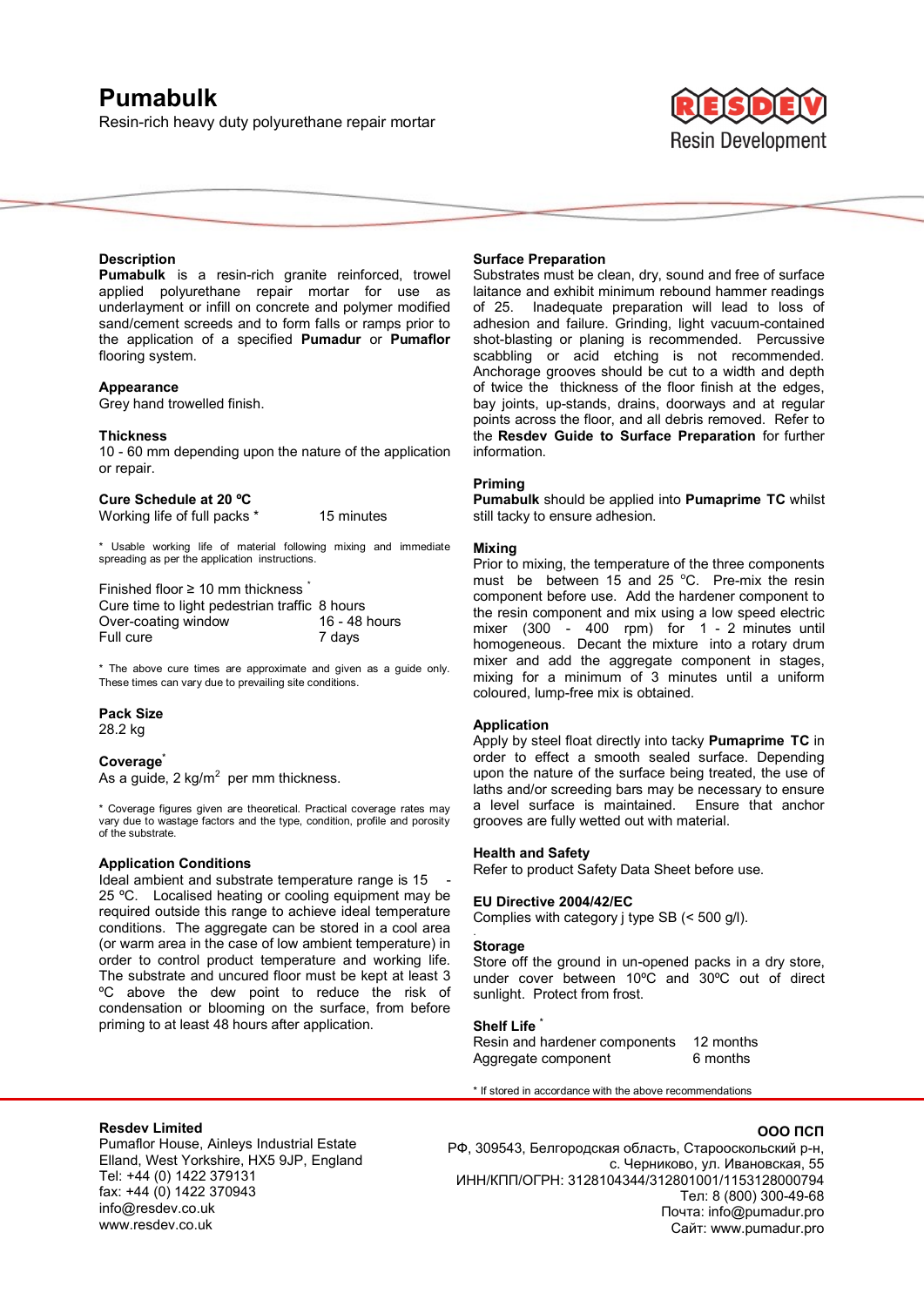# Pumabulk

Resin-rich heavy duty polyurethane repair mortar

RESDEV Resin Development

### Description

**Pumabulk** is a resin-rich granite reinforced, trowel applied polyurethane repair mortar for use as underlayment or infill on concrete and polymer modified sand/cement screeds and to form falls or ramps prior to the application of a specified **Pumadur** or **Pumaflor** flooring system.

### Appearance

Grey hand trowelled finish.

### Thickness

10 - 60 mm depending upon the nature of the application or repair.

### Cure Schedule at 20 ºC

| | |
|---|---|
| Working life of full packs * | 15 minutes |

* Usable working life of material following mixing and immediate spreading as per the application instructions.

| Finished floor ≥ 10 mm thickness * | |
|---|---|
| Cure time to light pedestrian traffic | 8 hours |
| Over-coating window | 16 - 48 hours |
| Full cure | 7 days |

* The above cure times are approximate and given as a guide only. These times can vary due to prevailing site conditions.

### Pack Size

28.2 kg

### Coverage*

As a guide, 2 kg/m$^2$ per mm thickness.

* Coverage figures given are theoretical. Practical coverage rates may vary due to wastage factors and the type, condition, profile and porosity of the substrate.

### Application Conditions

Ideal ambient and substrate temperature range is 15 - 25 ºC. Localised heating or cooling equipment may be required outside this range to achieve ideal temperature conditions. The aggregate can be stored in a cool area (or warm area in the case of low ambient temperature) in order to control product temperature and working life. The substrate and uncured floor must be kept at least 3 ºC above the dew point to reduce the risk of condensation or blooming on the surface, from before priming to at least 48 hours after application.

### Surface Preparation

Substrates must be clean, dry, sound and free of surface laitance and exhibit minimum rebound hammer readings of 25. Inadequate preparation will lead to loss of adhesion and failure. Grinding, light vacuum-contained shot-blasting or planing is recommended. Percussive scabbling or acid etching is not recommended. Anchorage grooves should be cut to a width and depth of twice the thickness of the floor finish at the edges, bay joints, up-stands, drains, doorways and at regular points across the floor, and all debris removed. Refer to the **Resdev Guide to Surface Preparation** for further information.

### Priming

**Pumabulk** should be applied into **Pumaprime TC** whilst still tacky to ensure adhesion.

### Mixing

Prior to mixing, the temperature of the three components must be between 15 and 25 °C. Pre-mix the resin component before use. Add the hardener component to the resin component and mix using a low speed electric mixer (300 - 400 rpm) for 1 - 2 minutes until homogeneous. Decant the mixture into a rotary drum mixer and add the aggregate component in stages, mixing for a minimum of 3 minutes until a uniform coloured, lump-free mix is obtained.

### Application

Apply by steel float directly into tacky **Pumaprime TC** in order to effect a smooth sealed surface. Depending upon the nature of the surface being treated, the use of laths and/or screeding bars may be necessary to ensure a level surface is maintained. Ensure that anchor grooves are fully wetted out with material.

### Health and Safety

Refer to product Safety Data Sheet before use.

### EU Directive 2004/42/EC

Complies with category j type SB (< 500 g/l).

### Storage

Store off the ground in un-opened packs in a dry store, under cover between 10ºC and 30ºC out of direct sunlight. Protect from frost.

### Shelf Life *

| | |
|---|---|
| Resin and hardener components | 12 months |
| Aggregate component | 6 months |

* If stored in accordance with the above recommendations

---

**Resdev Limited**
Pumaflor House, Ainleys Industrial Estate
Elland, West Yorkshire, HX5 9JP, England
Tel: +44 (0) 1422 379131
fax: +44 (0) 1422 370943
info@resdev.co.uk
www.resdev.co.uk

**ООО ПСП**
РФ, 309543, Белгородская область, Старооскольский р-н,
с. Черниково, ул. Ивановская, 55
ИНН/КПП/ОГРН: 3128104344/312801001/1153128000794
Тел: 8 (800) 300-49-68
Почта: info@pumadur.pro
Сайт: www.pumadur.pro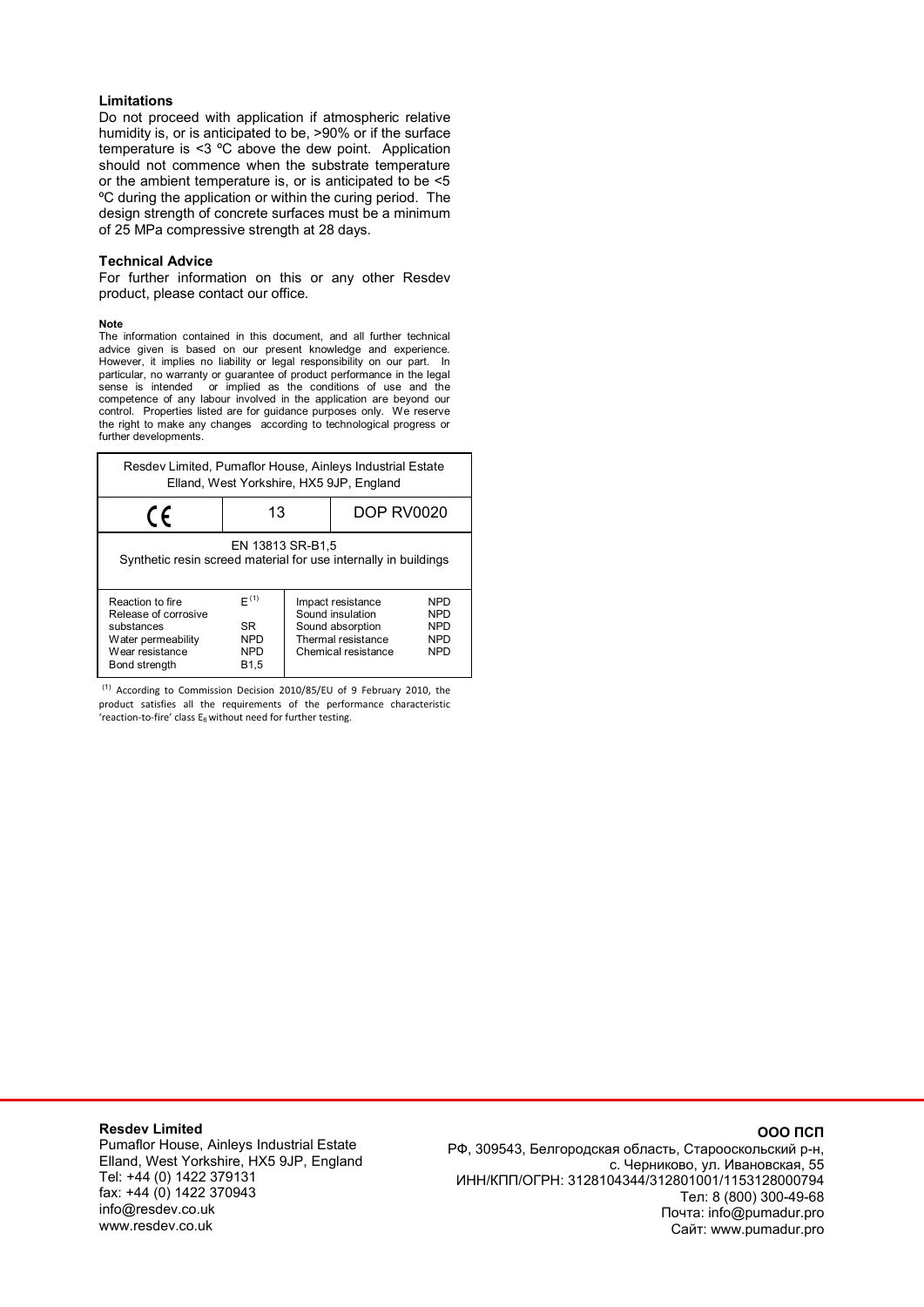### Limitations

Do not proceed with application if atmospheric relative humidity is, or is anticipated to be, >90% or if the surface temperature is <3 ºC above the dew point. Application should not commence when the substrate temperature or the ambient temperature is, or is anticipated to be <5 ºC during the application or within the curing period. The design strength of concrete surfaces must be a minimum of 25 MPa compressive strength at 28 days.

### Technical Advice

For further information on this or any other Resdev product, please contact our office.

**Note**

The information contained in this document, and all further technical advice given is based on our present knowledge and experience. However, it implies no liability or legal responsibility on our part. In particular, no warranty or guarantee of product performance in the legal sense is intended or implied as the conditions of use and the competence of any labour involved in the application are beyond our control. Properties listed are for guidance purposes only. We reserve the right to make any changes according to technological progress or further developments.

| | | | |
|---|---|---|---|
| Resdev Limited, Pumaflor House, Ainleys Industrial Estate Elland, West Yorkshire, HX5 9JP, England | | | |
| CE | 13 | DOP RV0020 | |
| EN 13813 SR-B1,5 Synthetic resin screed material for use internally in buildings | | | |
| Reaction to fire | E [1] | Impact resistance | NPD |
| Release of corrosive substances | SR | Sound insulation | NPD |
| Water permeability | NPD | Sound absorption | NPD |
| Wear resistance | NPD | Thermal resistance | NPD |
| Bond strength | B1,5 | Chemical resistance | NPD |

[1] According to Commission Decision 2010/85/EU of 9 February 2010, the product satisfies all the requirements of the performance characteristic 'reaction-to-fire' class $E_{fl}$ without need for further testing.

**Resdev Limited**
Pumaflor House, Ainleys Industrial Estate
Elland, West Yorkshire, HX5 9JP, England
Tel: +44 (0) 1422 379131
fax: +44 (0) 1422 370943
info@resdev.co.uk
www.resdev.co.uk

**ООО ПСП**
РФ, 309543, Белгородская область, Старооскольский р-н,
с. Черниково, ул. Ивановская, 55
ИНН/КПП/ОГРН: 3128104344/312801001/1153128000794
Тел: 8 (800) 300-49-68
Почта: info@pumadur.pro
Сайт: www.pumadur.pro